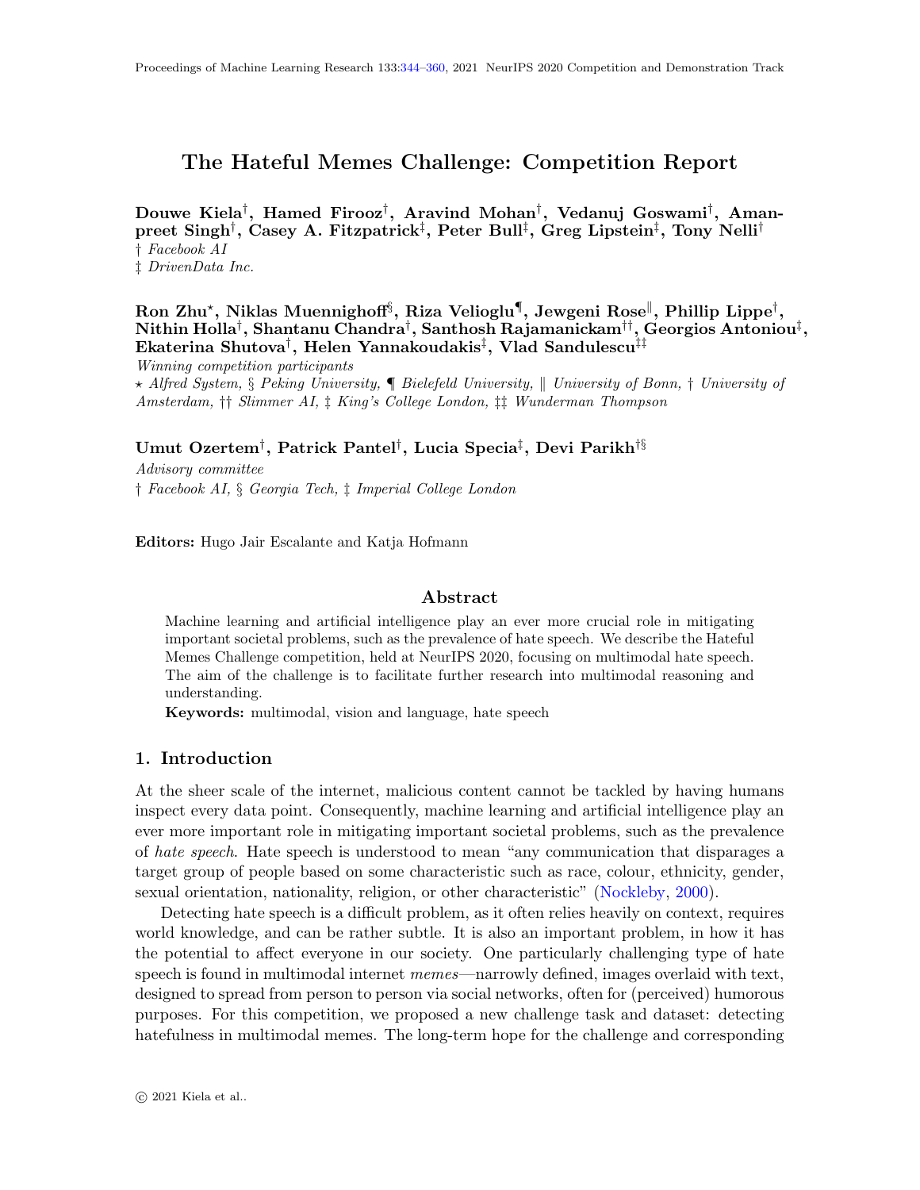# The Hateful Memes Challenge: Competition Report

**Douwe Kiela**[†], **Hamed Firooz**[†], **Aravind Mohan**[†], **Vedanuj Goswami**[†], **Amanpreet Singh**[†], **Casey A. Fitzpatrick**[‡], **Peter Bull**[‡], **Greg Lipstein**[‡], **Tony Nelli**[†]

[†] *Facebook AI*

[‡] *DrivenData Inc.*

**Ron Zhu**[⋆], **Niklas Muennighoff**[§], **Riza Velioglu**[¶], **Jewgeni Rose**[‖], **Phillip Lippe**[†], **Nithin Holla**[†], **Shantanu Chandra**[†], **Santhosh Rajamanickam**[††], **Georgios Antoniou**[‡], **Ekaterina Shutova**[†], **Helen Yannakoudakis**[‡], **Vlad Sandulescu**[‡‡]

*Winning competition participants*

[⋆] *Alfred System,* [§] *Peking University,* [¶] *Bielefeld University,* [‖] *University of Bonn,* [†] *University of Amsterdam,* [††] *Slimmer AI,* [‡] *King's College London,* [‡‡] *Wunderman Thompson*

**Umut Ozertem**[†], **Patrick Pantel**[†], **Lucia Specia**[‡], **Devi Parikh**[†§]

*Advisory committee*

[†] *Facebook AI,* [§] *Georgia Tech,* [‡] *Imperial College London*

**Editors:** Hugo Jair Escalante and Katja Hofmann

## Abstract

Machine learning and artificial intelligence play an ever more crucial role in mitigating important societal problems, such as the prevalence of hate speech. We describe the Hateful Memes Challenge competition, held at NeurIPS 2020, focusing on multimodal hate speech. The aim of the challenge is to facilitate further research into multimodal reasoning and understanding.

**Keywords:** multimodal, vision and language, hate speech

## 1. Introduction

At the sheer scale of the internet, malicious content cannot be tackled by having humans inspect every data point. Consequently, machine learning and artificial intelligence play an ever more important role in mitigating important societal problems, such as the prevalence of *hate speech*. Hate speech is understood to mean "any communication that disparages a target group of people based on some characteristic such as race, colour, ethnicity, gender, sexual orientation, nationality, religion, or other characteristic" (Nockleby, 2000).

Detecting hate speech is a difficult problem, as it often relies heavily on context, requires world knowledge, and can be rather subtle. It is also an important problem, in how it has the potential to affect everyone in our society. One particularly challenging type of hate speech is found in multimodal internet *memes*—narrowly defined, images overlaid with text, designed to spread from person to person via social networks, often for (perceived) humorous purposes. For this competition, we proposed a new challenge task and dataset: detecting hatefulness in multimodal memes. The long-term hope for the challenge and corresponding

© 2021 Kiela et al..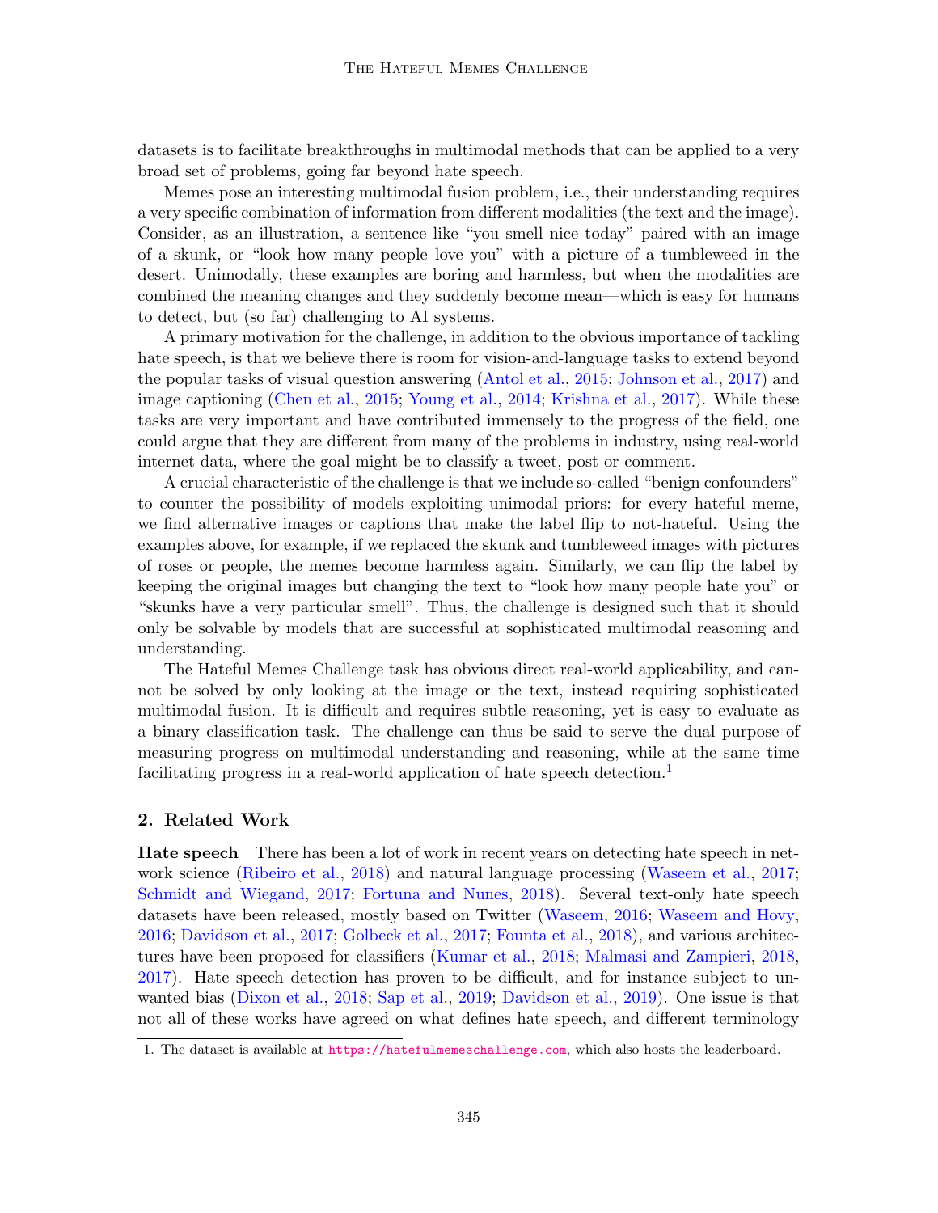datasets is to facilitate breakthroughs in multimodal methods that can be applied to a very broad set of problems, going far beyond hate speech.

Memes pose an interesting multimodal fusion problem, i.e., their understanding requires a very specific combination of information from different modalities (the text and the image). Consider, as an illustration, a sentence like "you smell nice today" paired with an image of a skunk, or "look how many people love you" with a picture of a tumbleweed in the desert. Unimodally, these examples are boring and harmless, but when the modalities are combined the meaning changes and they suddenly become mean—which is easy for humans to detect, but (so far) challenging to AI systems.

A primary motivation for the challenge, in addition to the obvious importance of tackling hate speech, is that we believe there is room for vision-and-language tasks to extend beyond the popular tasks of visual question answering (Antol et al., 2015; Johnson et al., 2017) and image captioning (Chen et al., 2015; Young et al., 2014; Krishna et al., 2017). While these tasks are very important and have contributed immensely to the progress of the field, one could argue that they are different from many of the problems in industry, using real-world internet data, where the goal might be to classify a tweet, post or comment.

A crucial characteristic of the challenge is that we include so-called "benign confounders" to counter the possibility of models exploiting unimodal priors: for every hateful meme, we find alternative images or captions that make the label flip to not-hateful. Using the examples above, for example, if we replaced the skunk and tumbleweed images with pictures of roses or people, the memes become harmless again. Similarly, we can flip the label by keeping the original images but changing the text to "look how many people hate you" or "skunks have a very particular smell". Thus, the challenge is designed such that it should only be solvable by models that are successful at sophisticated multimodal reasoning and understanding.

The Hateful Memes Challenge task has obvious direct real-world applicability, and cannot be solved by only looking at the image or the text, instead requiring sophisticated multimodal fusion. It is difficult and requires subtle reasoning, yet is easy to evaluate as a binary classification task. The challenge can thus be said to serve the dual purpose of measuring progress on multimodal understanding and reasoning, while at the same time facilitating progress in a real-world application of hate speech detection.[1]

## 2. Related Work

**Hate speech** There has been a lot of work in recent years on detecting hate speech in network science (Ribeiro et al., 2018) and natural language processing (Waseem et al., 2017; Schmidt and Wiegand, 2017; Fortuna and Nunes, 2018). Several text-only hate speech datasets have been released, mostly based on Twitter (Waseem, 2016; Waseem and Hovy, 2016; Davidson et al., 2017; Golbeck et al., 2017; Founta et al., 2018), and various architectures have been proposed for classifiers (Kumar et al., 2018; Malmasi and Zampieri, 2018, 2017). Hate speech detection has proven to be difficult, and for instance subject to unwanted bias (Dixon et al., 2018; Sap et al., 2019; Davidson et al., 2019). One issue is that not all of these works have agreed on what defines hate speech, and different terminology

1. The dataset is available at https://hatefulmemeschallenge.com, which also hosts the leaderboard.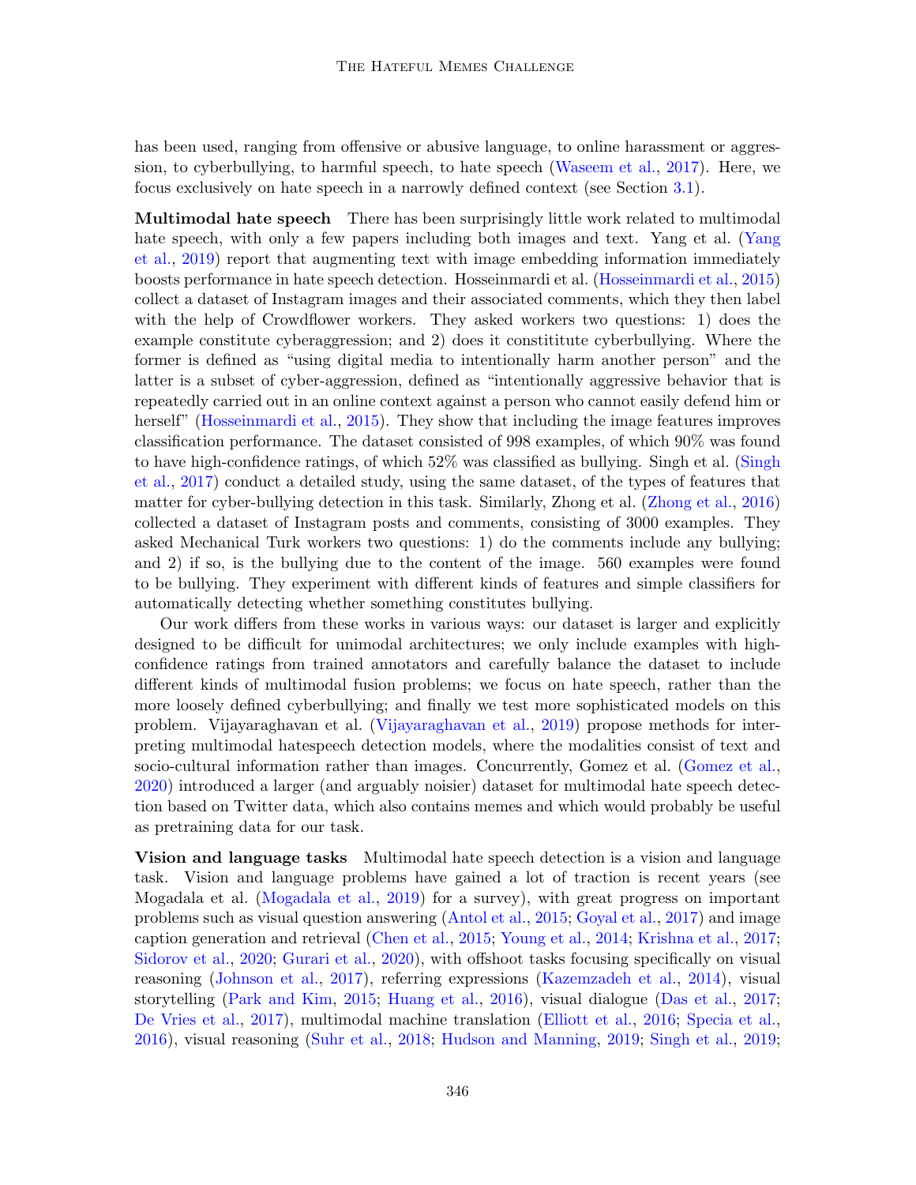has been used, ranging from offensive or abusive language, to online harassment or aggression, to cyberbullying, to harmful speech, to hate speech (Waseem et al., 2017). Here, we focus exclusively on hate speech in a narrowly defined context (see Section 3.1).

**Multimodal hate speech** There has been surprisingly little work related to multimodal hate speech, with only a few papers including both images and text. Yang et al. (Yang et al., 2019) report that augmenting text with image embedding information immediately boosts performance in hate speech detection. Hosseinmardi et al. (Hosseinmardi et al., 2015) collect a dataset of Instagram images and their associated comments, which they then label with the help of Crowdflower workers. They asked workers two questions: 1) does the example constitute cyberaggression; and 2) does it constititute cyberbullying. Where the former is defined as "using digital media to intentionally harm another person" and the latter is a subset of cyber-aggression, defined as "intentionally aggressive behavior that is repeatedly carried out in an online context against a person who cannot easily defend him or herself" (Hosseinmardi et al., 2015). They show that including the image features improves classification performance. The dataset consisted of 998 examples, of which 90% was found to have high-confidence ratings, of which 52% was classified as bullying. Singh et al. (Singh et al., 2017) conduct a detailed study, using the same dataset, of the types of features that matter for cyber-bullying detection in this task. Similarly, Zhong et al. (Zhong et al., 2016) collected a dataset of Instagram posts and comments, consisting of 3000 examples. They asked Mechanical Turk workers two questions: 1) do the comments include any bullying; and 2) if so, is the bullying due to the content of the image. 560 examples were found to be bullying. They experiment with different kinds of features and simple classifiers for automatically detecting whether something constitutes bullying.

Our work differs from these works in various ways: our dataset is larger and explicitly designed to be difficult for unimodal architectures; we only include examples with high-confidence ratings from trained annotators and carefully balance the dataset to include different kinds of multimodal fusion problems; we focus on hate speech, rather than the more loosely defined cyberbullying; and finally we test more sophisticated models on this problem. Vijayaraghavan et al. (Vijayaraghavan et al., 2019) propose methods for interpreting multimodal hatespeech detection models, where the modalities consist of text and socio-cultural information rather than images. Concurrently, Gomez et al. (Gomez et al., 2020) introduced a larger (and arguably noisier) dataset for multimodal hate speech detection based on Twitter data, which also contains memes and which would probably be useful as pretraining data for our task.

**Vision and language tasks** Multimodal hate speech detection is a vision and language task. Vision and language problems have gained a lot of traction is recent years (see Mogadala et al. (Mogadala et al., 2019) for a survey), with great progress on important problems such as visual question answering (Antol et al., 2015; Goyal et al., 2017) and image caption generation and retrieval (Chen et al., 2015; Young et al., 2014; Krishna et al., 2017; Sidorov et al., 2020; Gurari et al., 2020), with offshoot tasks focusing specifically on visual reasoning (Johnson et al., 2017), referring expressions (Kazemzadeh et al., 2014), visual storytelling (Park and Kim, 2015; Huang et al., 2016), visual dialogue (Das et al., 2017; De Vries et al., 2017), multimodal machine translation (Elliott et al., 2016; Specia et al., 2016), visual reasoning (Suhr et al., 2018; Hudson and Manning, 2019; Singh et al., 2019;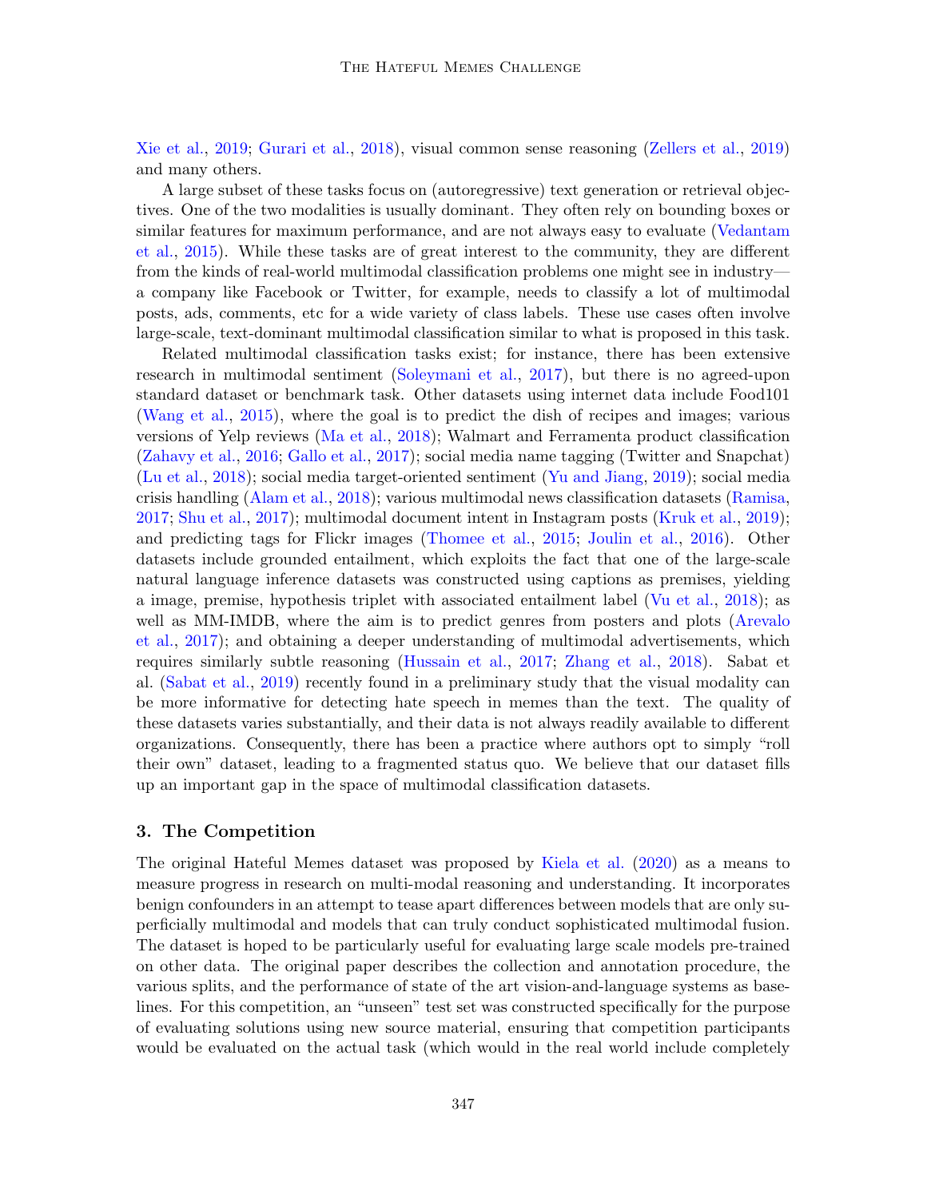Xie et al., 2019; Gurari et al., 2018), visual common sense reasoning (Zellers et al., 2019) and many others.

A large subset of these tasks focus on (autoregressive) text generation or retrieval objectives. One of the two modalities is usually dominant. They often rely on bounding boxes or similar features for maximum performance, and are not always easy to evaluate (Vedantam et al., 2015). While these tasks are of great interest to the community, they are different from the kinds of real-world multimodal classification problems one might see in industry—a company like Facebook or Twitter, for example, needs to classify a lot of multimodal posts, ads, comments, etc for a wide variety of class labels. These use cases often involve large-scale, text-dominant multimodal classification similar to what is proposed in this task.

Related multimodal classification tasks exist; for instance, there has been extensive research in multimodal sentiment (Soleymani et al., 2017), but there is no agreed-upon standard dataset or benchmark task. Other datasets using internet data include Food101 (Wang et al., 2015), where the goal is to predict the dish of recipes and images; various versions of Yelp reviews (Ma et al., 2018); Walmart and Ferramenta product classification (Zahavy et al., 2016; Gallo et al., 2017); social media name tagging (Twitter and Snapchat) (Lu et al., 2018); social media target-oriented sentiment (Yu and Jiang, 2019); social media crisis handling (Alam et al., 2018); various multimodal news classification datasets (Ramisa, 2017; Shu et al., 2017); multimodal document intent in Instagram posts (Kruk et al., 2019); and predicting tags for Flickr images (Thomee et al., 2015; Joulin et al., 2016). Other datasets include grounded entailment, which exploits the fact that one of the large-scale natural language inference datasets was constructed using captions as premises, yielding a image, premise, hypothesis triplet with associated entailment label (Vu et al., 2018); as well as MM-IMDB, where the aim is to predict genres from posters and plots (Arevalo et al., 2017); and obtaining a deeper understanding of multimodal advertisements, which requires similarly subtle reasoning (Hussain et al., 2017; Zhang et al., 2018). Sabat et al. (Sabat et al., 2019) recently found in a preliminary study that the visual modality can be more informative for detecting hate speech in memes than the text. The quality of these datasets varies substantially, and their data is not always readily available to different organizations. Consequently, there has been a practice where authors opt to simply "roll their own" dataset, leading to a fragmented status quo. We believe that our dataset fills up an important gap in the space of multimodal classification datasets.

## 3. The Competition

The original Hateful Memes dataset was proposed by Kiela et al. (2020) as a means to measure progress in research on multi-modal reasoning and understanding. It incorporates benign confounders in an attempt to tease apart differences between models that are only superficially multimodal and models that can truly conduct sophisticated multimodal fusion. The dataset is hoped to be particularly useful for evaluating large scale models pre-trained on other data. The original paper describes the collection and annotation procedure, the various splits, and the performance of state of the art vision-and-language systems as baselines. For this competition, an "unseen" test set was constructed specifically for the purpose of evaluating solutions using new source material, ensuring that competition participants would be evaluated on the actual task (which would in the real world include completely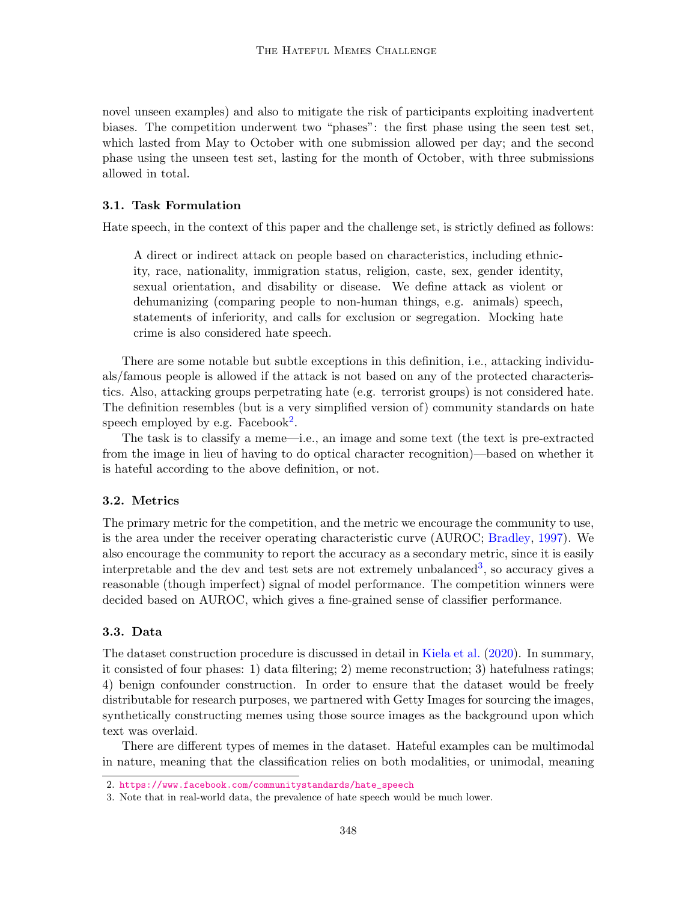novel unseen examples) and also to mitigate the risk of participants exploiting inadvertent biases. The competition underwent two "phases": the first phase using the seen test set, which lasted from May to October with one submission allowed per day; and the second phase using the unseen test set, lasting for the month of October, with three submissions allowed in total.

### 3.1. Task Formulation

Hate speech, in the context of this paper and the challenge set, is strictly defined as follows:

> A direct or indirect attack on people based on characteristics, including ethnicity, race, nationality, immigration status, religion, caste, sex, gender identity, sexual orientation, and disability or disease. We define attack as violent or dehumanizing (comparing people to non-human things, e.g. animals) speech, statements of inferiority, and calls for exclusion or segregation. Mocking hate crime is also considered hate speech.

There are some notable but subtle exceptions in this definition, i.e., attacking individuals/famous people is allowed if the attack is not based on any of the protected characteristics. Also, attacking groups perpetrating hate (e.g. terrorist groups) is not considered hate. The definition resembles (but is a very simplified version of) community standards on hate speech employed by e.g. Facebook[2].

The task is to classify a meme—i.e., an image and some text (the text is pre-extracted from the image in lieu of having to do optical character recognition)—based on whether it is hateful according to the above definition, or not.

### 3.2. Metrics

The primary metric for the competition, and the metric we encourage the community to use, is the area under the receiver operating characteristic curve (AUROC; Bradley, 1997). We also encourage the community to report the accuracy as a secondary metric, since it is easily interpretable and the dev and test sets are not extremely unbalanced[3], so accuracy gives a reasonable (though imperfect) signal of model performance. The competition winners were decided based on AUROC, which gives a fine-grained sense of classifier performance.

### 3.3. Data

The dataset construction procedure is discussed in detail in Kiela et al. (2020). In summary, it consisted of four phases: 1) data filtering; 2) meme reconstruction; 3) hatefulness ratings; 4) benign confounder construction. In order to ensure that the dataset would be freely distributable for research purposes, we partnered with Getty Images for sourcing the images, synthetically constructing memes using those source images as the background upon which text was overlaid.

There are different types of memes in the dataset. Hateful examples can be multimodal in nature, meaning that the classification relies on both modalities, or unimodal, meaning

2. https://www.facebook.com/communitystandards/hate_speech

3. Note that in real-world data, the prevalence of hate speech would be much lower.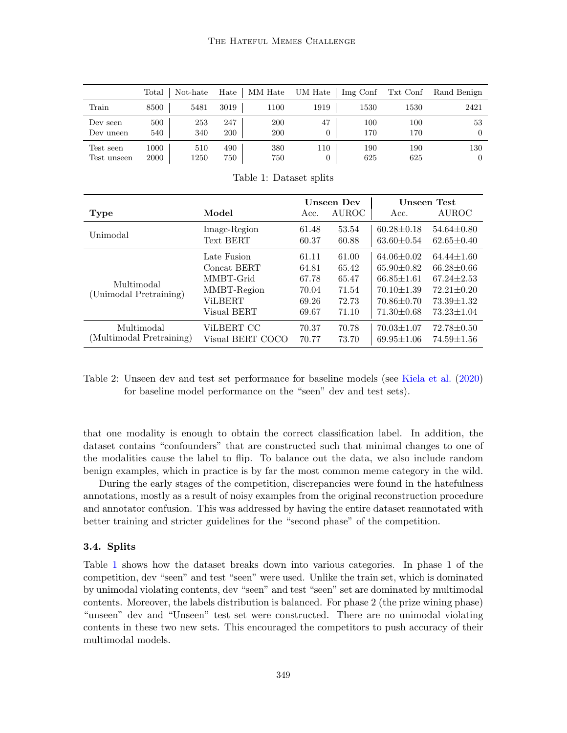| | Total | Not-hate | Hate | MM Hate | UM Hate | Img Conf | Txt Conf | Rand Benign |
|---|---|---|---|---|---|---|---|---|
| Train | 8500 | 5481 | 3019 | 1100 | 1919 | 1530 | 1530 | 2421 |
| Dev seen | 500 | 253 | 247 | 200 | 47 | 100 | 100 | 53 |
| Dev uneen | 540 | 340 | 200 | 200 | 0 | 170 | 170 | 0 |
| Test seen | 1000 | 510 | 490 | 380 | 110 | 190 | 190 | 130 |
| Test unseen | 2000 | 1250 | 750 | 750 | 0 | 625 | 625 | 0 |

Table 1: Dataset splits

| **Type** | **Model** | **Unseen Dev** Acc. | AUROC | **Unseen Test** Acc. | AUROC |
|---|---|---|---|---|---|
| Unimodal | Image-Region | 61.48 | 53.54 | 60.28±0.18 | 54.64±0.80 |
| | Text BERT | 60.37 | 60.88 | 63.60±0.54 | 62.65±0.40 |
| Multimodal (Unimodal Pretraining) | Late Fusion | 61.11 | 61.00 | 64.06±0.02 | 64.44±1.60 |
| | Concat BERT | 64.81 | 65.42 | 65.90±0.82 | 66.28±0.66 |
| | MMBT-Grid | 67.78 | 65.47 | 66.85±1.61 | 67.24±2.53 |
| | MMBT-Region | 70.04 | 71.54 | 70.10±1.39 | 72.21±0.20 |
| | ViLBERT | 69.26 | 72.73 | 70.86±0.70 | 73.39±1.32 |
| | Visual BERT | 69.67 | 71.10 | 71.30±0.68 | 73.23±1.04 |
| Multimodal (Multimodal Pretraining) | ViLBERT CC | 70.37 | 70.78 | 70.03±1.07 | 72.78±0.50 |
| | Visual BERT COCO | 70.77 | 73.70 | 69.95±1.06 | 74.59±1.56 |

Table 2: Unseen dev and test set performance for baseline models (see Kiela et al. (2020) for baseline model performance on the "seen" dev and test sets).

that one modality is enough to obtain the correct classification label. In addition, the dataset contains "confounders" that are constructed such that minimal changes to one of the modalities cause the label to flip. To balance out the data, we also include random benign examples, which in practice is by far the most common meme category in the wild.

During the early stages of the competition, discrepancies were found in the hatefulness annotations, mostly as a result of noisy examples from the original reconstruction procedure and annotator confusion. This was addressed by having the entire dataset reannotated with better training and stricter guidelines for the "second phase" of the competition.

### 3.4. Splits

Table 1 shows how the dataset breaks down into various categories. In phase 1 of the competition, dev "seen" and test "seen" were used. Unlike the train set, which is dominated by unimodal violating contents, dev "seen" and test "seen" set are dominated by multimodal contents. Moreover, the labels distribution is balanced. For phase 2 (the prize wining phase) "unseen" dev and "Unseen" test set were constructed. There are no unimodal violating contents in these two new sets. This encouraged the competitors to push accuracy of their multimodal models.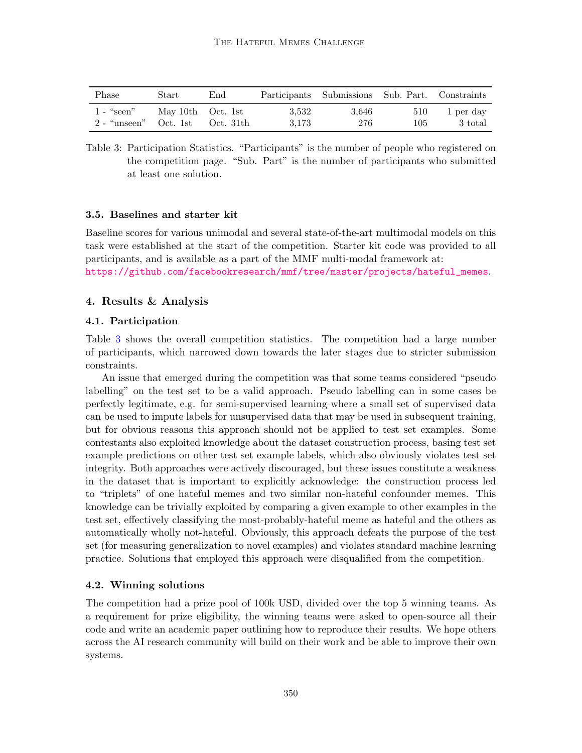| Phase | Start | End | Participants | Submissions | Sub. Part. | Constraints |
|---|---|---|---|---|---|---|
| 1 - "seen" | May 10th | Oct. 1st | 3,532 | 3,646 | 510 | 1 per day |
| 2 - "unseen" | Oct. 1st | Oct. 31th | 3,173 | 276 | 105 | 3 total |

Table 3: Participation Statistics. "Participants" is the number of people who registered on the competition page. "Sub. Part" is the number of participants who submitted at least one solution.

### 3.5. Baselines and starter kit

Baseline scores for various unimodal and several state-of-the-art multimodal models on this task were established at the start of the competition. Starter kit code was provided to all participants, and is available as a part of the MMF multi-modal framework at: https://github.com/facebookresearch/mmf/tree/master/projects/hateful_memes.

## 4. Results & Analysis

### 4.1. Participation

Table 3 shows the overall competition statistics. The competition had a large number of participants, which narrowed down towards the later stages due to stricter submission constraints.

An issue that emerged during the competition was that some teams considered "pseudo labelling" on the test set to be a valid approach. Pseudo labelling can in some cases be perfectly legitimate, e.g. for semi-supervised learning where a small set of supervised data can be used to impute labels for unsupervised data that may be used in subsequent training, but for obvious reasons this approach should not be applied to test set examples. Some contestants also exploited knowledge about the dataset construction process, basing test set example predictions on other test set example labels, which also obviously violates test set integrity. Both approaches were actively discouraged, but these issues constitute a weakness in the dataset that is important to explicitly acknowledge: the construction process led to "triplets" of one hateful memes and two similar non-hateful confounder memes. This knowledge can be trivially exploited by comparing a given example to other examples in the test set, effectively classifying the most-probably-hateful meme as hateful and the others as automatically wholly not-hateful. Obviously, this approach defeats the purpose of the test set (for measuring generalization to novel examples) and violates standard machine learning practice. Solutions that employed this approach were disqualified from the competition.

### 4.2. Winning solutions

The competition had a prize pool of 100k USD, divided over the top 5 winning teams. As a requirement for prize eligibility, the winning teams were asked to open-source all their code and write an academic paper outlining how to reproduce their results. We hope others across the AI research community will build on their work and be able to improve their own systems.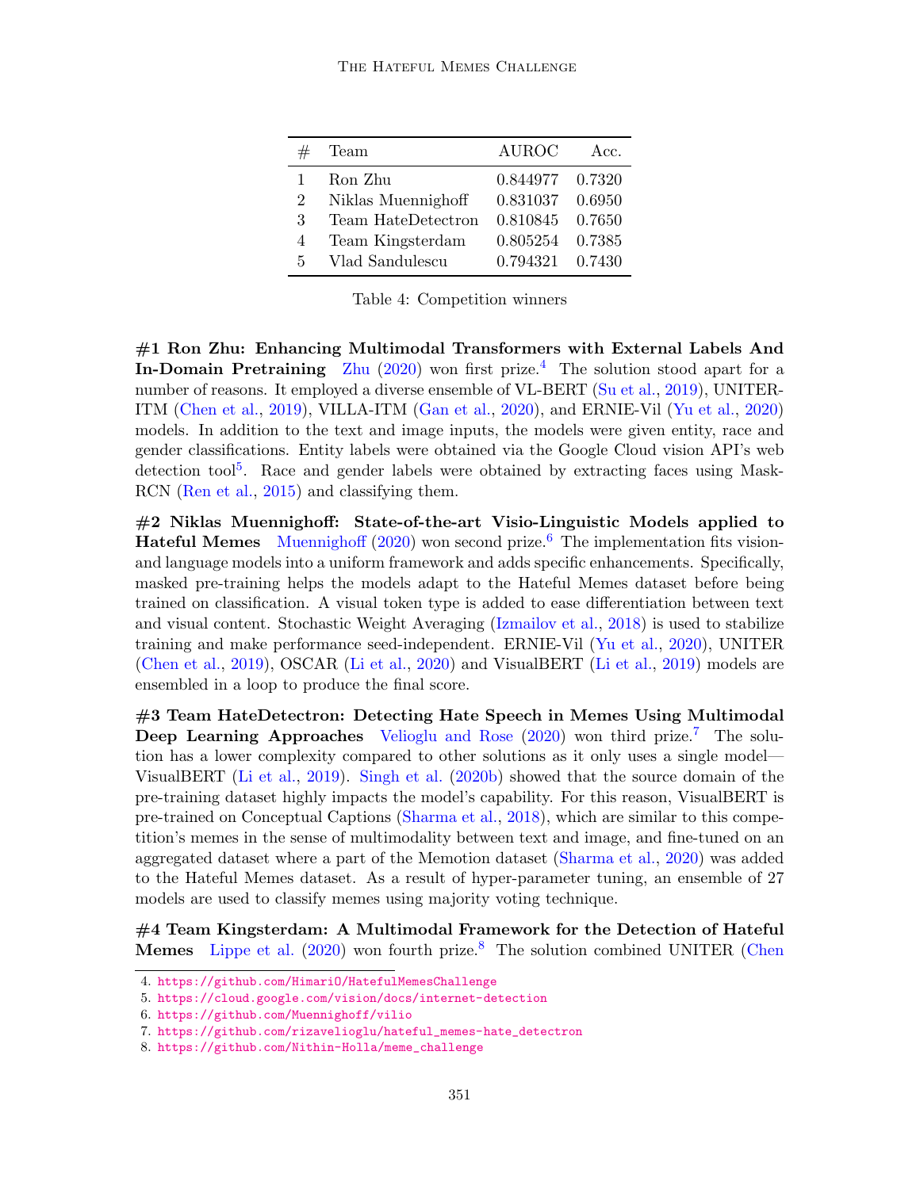| # | Team | AUROC | Acc. |
|---|---|---|---|
| 1 | Ron Zhu | 0.844977 | 0.7320 |
| 2 | Niklas Muennighoff | 0.831037 | 0.6950 |
| 3 | Team HateDetectron | 0.810845 | 0.7650 |
| 4 | Team Kingsterdam | 0.805254 | 0.7385 |
| 5 | Vlad Sandulescu | 0.794321 | 0.7430 |

Table 4: Competition winners

**#1 Ron Zhu: Enhancing Multimodal Transformers with External Labels And In-Domain Pretraining** Zhu (2020) won first prize.[4] The solution stood apart for a number of reasons. It employed a diverse ensemble of VL-BERT (Su et al., 2019), UNITER-ITM (Chen et al., 2019), VILLA-ITM (Gan et al., 2020), and ERNIE-Vil (Yu et al., 2020) models. In addition to the text and image inputs, the models were given entity, race and gender classifications. Entity labels were obtained via the Google Cloud vision API's web detection tool[5]. Race and gender labels were obtained by extracting faces using Mask-RCN (Ren et al., 2015) and classifying them.

**#2 Niklas Muennighoff: State-of-the-art Visio-Linguistic Models applied to Hateful Memes** Muennighoff (2020) won second prize.[6] The implementation fits vision- and language models into a uniform framework and adds specific enhancements. Specifically, masked pre-training helps the models adapt to the Hateful Memes dataset before being trained on classification. A visual token type is added to ease differentiation between text and visual content. Stochastic Weight Averaging (Izmailov et al., 2018) is used to stabilize training and make performance seed-independent. ERNIE-Vil (Yu et al., 2020), UNITER (Chen et al., 2019), OSCAR (Li et al., 2020) and VisualBERT (Li et al., 2019) models are ensembled in a loop to produce the final score.

**#3 Team HateDetectron: Detecting Hate Speech in Memes Using Multimodal Deep Learning Approaches** Velioglu and Rose (2020) won third prize.[7] The solution has a lower complexity compared to other solutions as it only uses a single model—VisualBERT (Li et al., 2019). Singh et al. (2020b) showed that the source domain of the pre-training dataset highly impacts the model's capability. For this reason, VisualBERT is pre-trained on Conceptual Captions (Sharma et al., 2018), which are similar to this competition's memes in the sense of multimodality between text and image, and fine-tuned on an aggregated dataset where a part of the Memotion dataset (Sharma et al., 2020) was added to the Hateful Memes dataset. As a result of hyper-parameter tuning, an ensemble of 27 models are used to classify memes using majority voting technique.

**#4 Team Kingsterdam: A Multimodal Framework for the Detection of Hateful Memes** Lippe et al. (2020) won fourth prize.[8] The solution combined UNITER (Chen

4. https://github.com/HimariO/HatefulMemesChallenge
5. https://cloud.google.com/vision/docs/internet-detection
6. https://github.com/Muennighoff/vilio
7. https://github.com/rizavelioglu/hateful_memes-hate_detectron
8. https://github.com/Nithin-Holla/meme_challenge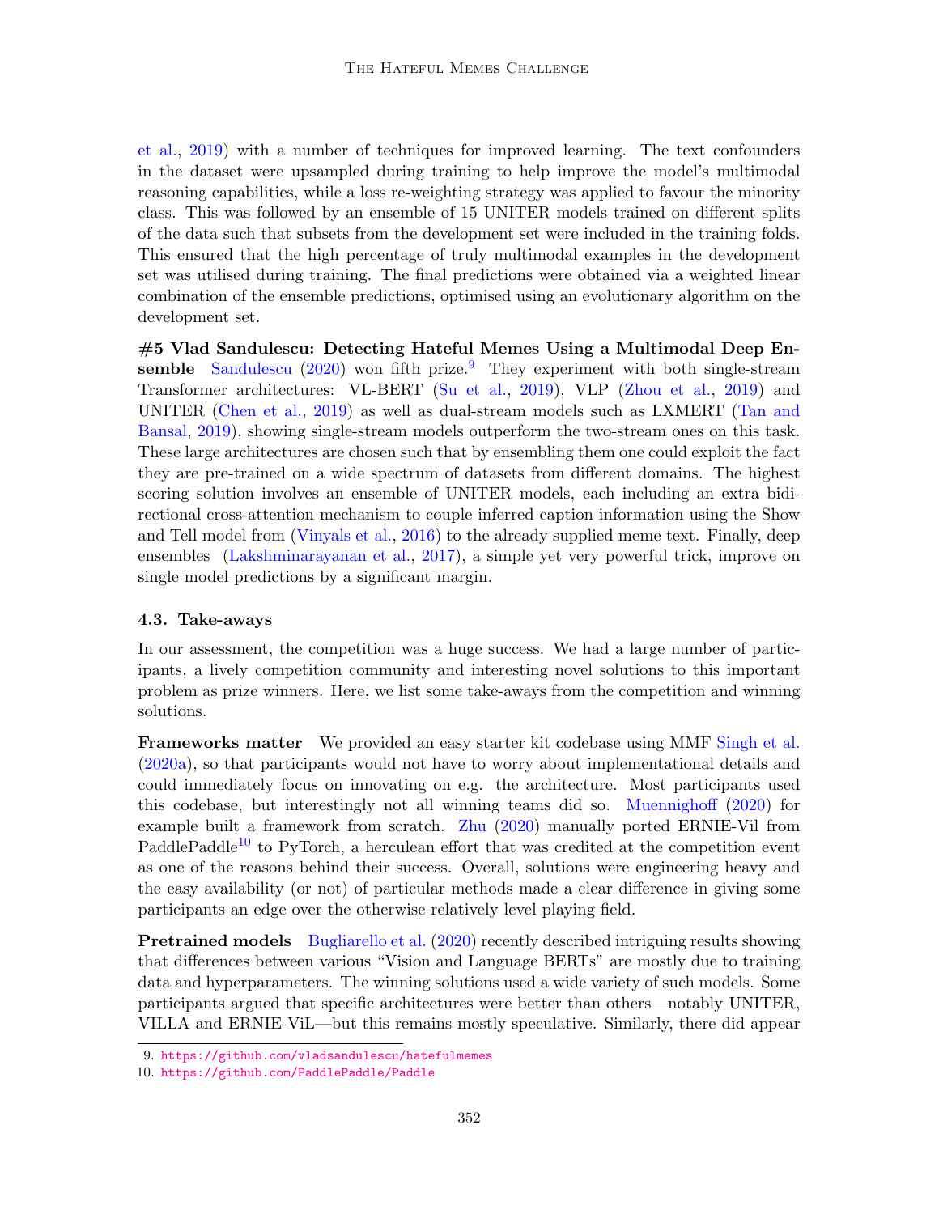et al., 2019) with a number of techniques for improved learning. The text confounders in the dataset were upsampled during training to help improve the model's multimodal reasoning capabilities, while a loss re-weighting strategy was applied to favour the minority class. This was followed by an ensemble of 15 UNITER models trained on different splits of the data such that subsets from the development set were included in the training folds. This ensured that the high percentage of truly multimodal examples in the development set was utilised during training. The final predictions were obtained via a weighted linear combination of the ensemble predictions, optimised using an evolutionary algorithm on the development set.

**#5 Vlad Sandulescu: Detecting Hateful Memes Using a Multimodal Deep Ensemble** Sandulescu (2020) won fifth prize.[9] They experiment with both single-stream Transformer architectures: VL-BERT (Su et al., 2019), VLP (Zhou et al., 2019) and UNITER (Chen et al., 2019) as well as dual-stream models such as LXMERT (Tan and Bansal, 2019), showing single-stream models outperform the two-stream ones on this task. These large architectures are chosen such that by ensembling them one could exploit the fact they are pre-trained on a wide spectrum of datasets from different domains. The highest scoring solution involves an ensemble of UNITER models, each including an extra bidirectional cross-attention mechanism to couple inferred caption information using the Show and Tell model from (Vinyals et al., 2016) to the already supplied meme text. Finally, deep ensembles (Lakshminarayanan et al., 2017), a simple yet very powerful trick, improve on single model predictions by a significant margin.

### 4.3. Take-aways

In our assessment, the competition was a huge success. We had a large number of participants, a lively competition community and interesting novel solutions to this important problem as prize winners. Here, we list some take-aways from the competition and winning solutions.

**Frameworks matter** We provided an easy starter kit codebase using MMF Singh et al. (2020a), so that participants would not have to worry about implementational details and could immediately focus on innovating on e.g. the architecture. Most participants used this codebase, but interestingly not all winning teams did so. Muennighoff (2020) for example built a framework from scratch. Zhu (2020) manually ported ERNIE-Vil from PaddlePaddle[10] to PyTorch, a herculean effort that was credited at the competition event as one of the reasons behind their success. Overall, solutions were engineering heavy and the easy availability (or not) of particular methods made a clear difference in giving some participants an edge over the otherwise relatively level playing field.

**Pretrained models** Bugliarello et al. (2020) recently described intriguing results showing that differences between various "Vision and Language BERTs" are mostly due to training data and hyperparameters. The winning solutions used a wide variety of such models. Some participants argued that specific architectures were better than others—notably UNITER, VILLA and ERNIE-ViL—but this remains mostly speculative. Similarly, there did appear

9. https://github.com/vladsandulescu/hatefulmemes
10. https://github.com/PaddlePaddle/Paddle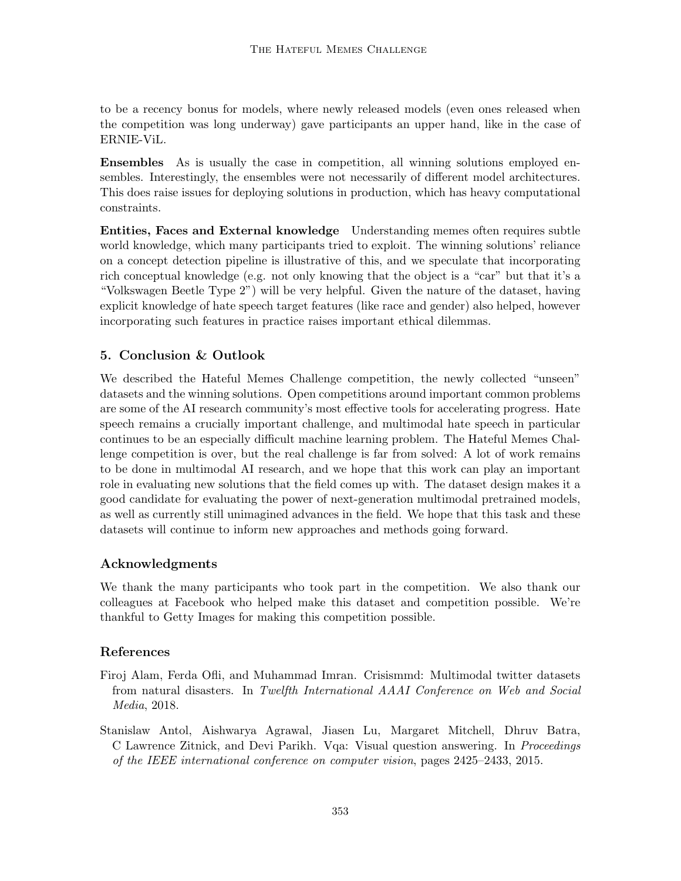to be a recency bonus for models, where newly released models (even ones released when the competition was long underway) gave participants an upper hand, like in the case of ERNIE-ViL.

**Ensembles** As is usually the case in competition, all winning solutions employed ensembles. Interestingly, the ensembles were not necessarily of different model architectures. This does raise issues for deploying solutions in production, which has heavy computational constraints.

**Entities, Faces and External knowledge** Understanding memes often requires subtle world knowledge, which many participants tried to exploit. The winning solutions' reliance on a concept detection pipeline is illustrative of this, and we speculate that incorporating rich conceptual knowledge (e.g. not only knowing that the object is a "car" but that it's a "Volkswagen Beetle Type 2") will be very helpful. Given the nature of the dataset, having explicit knowledge of hate speech target features (like race and gender) also helped, however incorporating such features in practice raises important ethical dilemmas.

## 5. Conclusion & Outlook

We described the Hateful Memes Challenge competition, the newly collected "unseen" datasets and the winning solutions. Open competitions around important common problems are some of the AI research community's most effective tools for accelerating progress. Hate speech remains a crucially important challenge, and multimodal hate speech in particular continues to be an especially difficult machine learning problem. The Hateful Memes Challenge competition is over, but the real challenge is far from solved: A lot of work remains to be done in multimodal AI research, and we hope that this work can play an important role in evaluating new solutions that the field comes up with. The dataset design makes it a good candidate for evaluating the power of next-generation multimodal pretrained models, as well as currently still unimagined advances in the field. We hope that this task and these datasets will continue to inform new approaches and methods going forward.

## Acknowledgments

We thank the many participants who took part in the competition. We also thank our colleagues at Facebook who helped make this dataset and competition possible. We're thankful to Getty Images for making this competition possible.

## References

Firoj Alam, Ferda Ofli, and Muhammad Imran. Crisismmd: Multimodal twitter datasets from natural disasters. In *Twelfth International AAAI Conference on Web and Social Media*, 2018.

Stanislaw Antol, Aishwarya Agrawal, Jiasen Lu, Margaret Mitchell, Dhruv Batra, C Lawrence Zitnick, and Devi Parikh. Vqa: Visual question answering. In *Proceedings of the IEEE international conference on computer vision*, pages 2425–2433, 2015.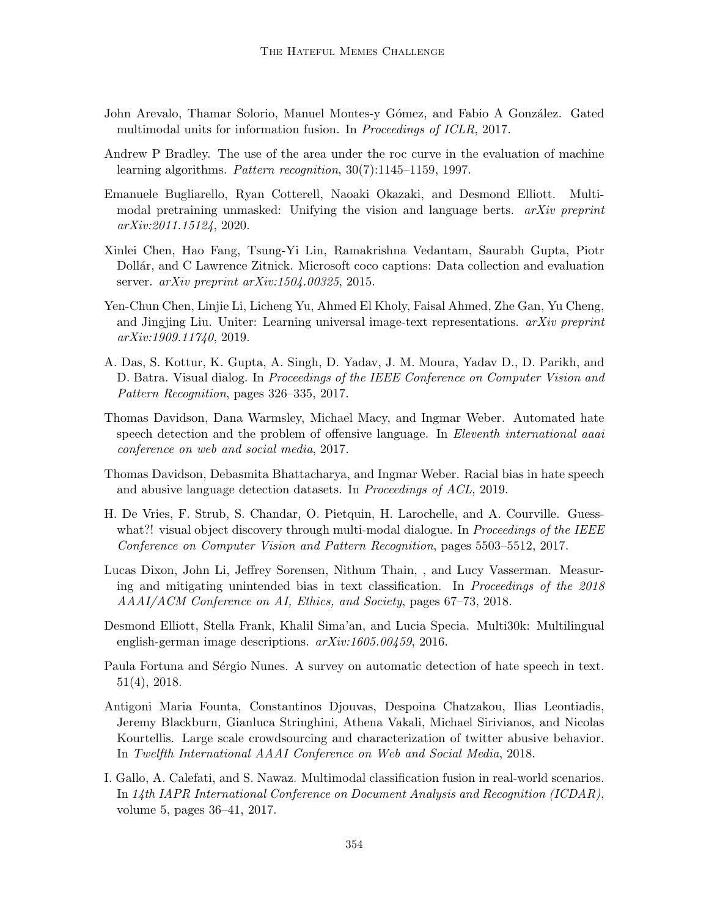John Arevalo, Thamar Solorio, Manuel Montes-y Gómez, and Fabio A González. Gated multimodal units for information fusion. In *Proceedings of ICLR*, 2017.

Andrew P Bradley. The use of the area under the roc curve in the evaluation of machine learning algorithms. *Pattern recognition*, 30(7):1145–1159, 1997.

Emanuele Bugliarello, Ryan Cotterell, Naoaki Okazaki, and Desmond Elliott. Multimodal pretraining unmasked: Unifying the vision and language berts. *arXiv preprint arXiv:2011.15124*, 2020.

Xinlei Chen, Hao Fang, Tsung-Yi Lin, Ramakrishna Vedantam, Saurabh Gupta, Piotr Dollár, and C Lawrence Zitnick. Microsoft coco captions: Data collection and evaluation server. *arXiv preprint arXiv:1504.00325*, 2015.

Yen-Chun Chen, Linjie Li, Licheng Yu, Ahmed El Kholy, Faisal Ahmed, Zhe Gan, Yu Cheng, and Jingjing Liu. Uniter: Learning universal image-text representations. *arXiv preprint arXiv:1909.11740*, 2019.

A. Das, S. Kottur, K. Gupta, A. Singh, D. Yadav, J. M. Moura, Yadav D., D. Parikh, and D. Batra. Visual dialog. In *Proceedings of the IEEE Conference on Computer Vision and Pattern Recognition*, pages 326–335, 2017.

Thomas Davidson, Dana Warmsley, Michael Macy, and Ingmar Weber. Automated hate speech detection and the problem of offensive language. In *Eleventh international aaai conference on web and social media*, 2017.

Thomas Davidson, Debasmita Bhattacharya, and Ingmar Weber. Racial bias in hate speech and abusive language detection datasets. In *Proceedings of ACL*, 2019.

H. De Vries, F. Strub, S. Chandar, O. Pietquin, H. Larochelle, and A. Courville. Guess-what?! visual object discovery through multi-modal dialogue. In *Proceedings of the IEEE Conference on Computer Vision and Pattern Recognition*, pages 5503–5512, 2017.

Lucas Dixon, John Li, Jeffrey Sorensen, Nithum Thain, , and Lucy Vasserman. Measuring and mitigating unintended bias in text classification. In *Proceedings of the 2018 AAAI/ACM Conference on AI, Ethics, and Society*, pages 67–73, 2018.

Desmond Elliott, Stella Frank, Khalil Sima'an, and Lucia Specia. Multi30k: Multilingual english-german image descriptions. *arXiv:1605.00459*, 2016.

Paula Fortuna and Sérgio Nunes. A survey on automatic detection of hate speech in text. 51(4), 2018.

Antigoni Maria Founta, Constantinos Djouvas, Despoina Chatzakou, Ilias Leontiadis, Jeremy Blackburn, Gianluca Stringhini, Athena Vakali, Michael Sirivianos, and Nicolas Kourtellis. Large scale crowdsourcing and characterization of twitter abusive behavior. In *Twelfth International AAAI Conference on Web and Social Media*, 2018.

I. Gallo, A. Calefati, and S. Nawaz. Multimodal classification fusion in real-world scenarios. In *14th IAPR International Conference on Document Analysis and Recognition (ICDAR)*, volume 5, pages 36–41, 2017.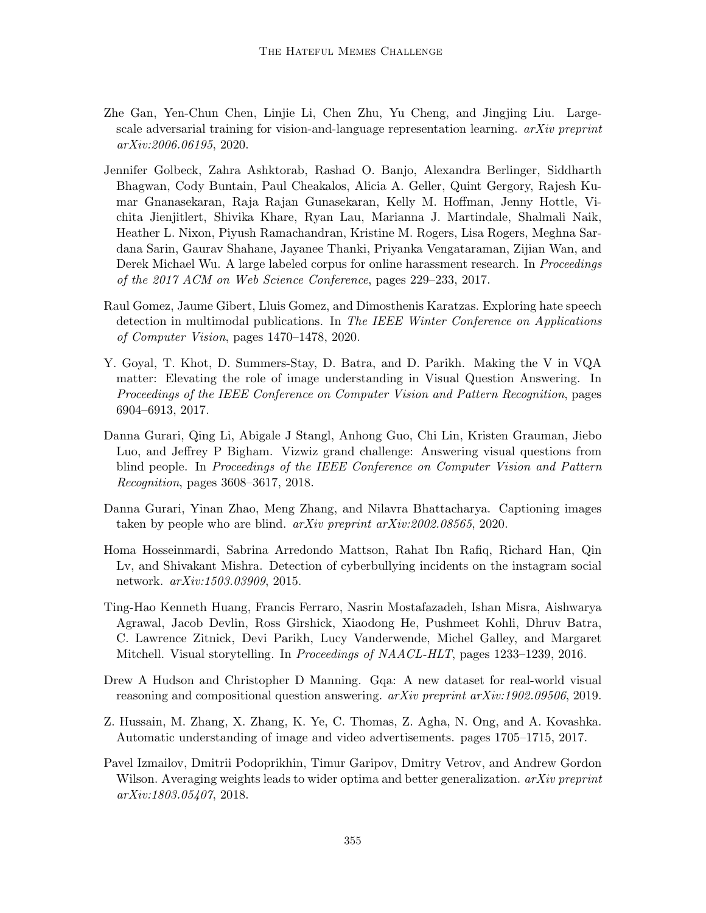Zhe Gan, Yen-Chun Chen, Linjie Li, Chen Zhu, Yu Cheng, and Jingjing Liu. Large-scale adversarial training for vision-and-language representation learning. *arXiv preprint arXiv:2006.06195*, 2020.

Jennifer Golbeck, Zahra Ashktorab, Rashad O. Banjo, Alexandra Berlinger, Siddharth Bhagwan, Cody Buntain, Paul Cheakalos, Alicia A. Geller, Quint Gergory, Rajesh Kumar Gnanasekaran, Raja Rajan Gunasekaran, Kelly M. Hoffman, Jenny Hottle, Vichita Jienjitlert, Shivika Khare, Ryan Lau, Marianna J. Martindale, Shalmali Naik, Heather L. Nixon, Piyush Ramachandran, Kristine M. Rogers, Lisa Rogers, Meghna Sardana Sarin, Gaurav Shahane, Jayanee Thanki, Priyanka Vengataraman, Zijian Wan, and Derek Michael Wu. A large labeled corpus for online harassment research. In *Proceedings of the 2017 ACM on Web Science Conference*, pages 229–233, 2017.

Raul Gomez, Jaume Gibert, Lluis Gomez, and Dimosthenis Karatzas. Exploring hate speech detection in multimodal publications. In *The IEEE Winter Conference on Applications of Computer Vision*, pages 1470–1478, 2020.

Y. Goyal, T. Khot, D. Summers-Stay, D. Batra, and D. Parikh. Making the V in VQA matter: Elevating the role of image understanding in Visual Question Answering. In *Proceedings of the IEEE Conference on Computer Vision and Pattern Recognition*, pages 6904–6913, 2017.

Danna Gurari, Qing Li, Abigale J Stangl, Anhong Guo, Chi Lin, Kristen Grauman, Jiebo Luo, and Jeffrey P Bigham. Vizwiz grand challenge: Answering visual questions from blind people. In *Proceedings of the IEEE Conference on Computer Vision and Pattern Recognition*, pages 3608–3617, 2018.

Danna Gurari, Yinan Zhao, Meng Zhang, and Nilavra Bhattacharya. Captioning images taken by people who are blind. *arXiv preprint arXiv:2002.08565*, 2020.

Homa Hosseinmardi, Sabrina Arredondo Mattson, Rahat Ibn Rafiq, Richard Han, Qin Lv, and Shivakant Mishra. Detection of cyberbullying incidents on the instagram social network. *arXiv:1503.03909*, 2015.

Ting-Hao Kenneth Huang, Francis Ferraro, Nasrin Mostafazadeh, Ishan Misra, Aishwarya Agrawal, Jacob Devlin, Ross Girshick, Xiaodong He, Pushmeet Kohli, Dhruv Batra, C. Lawrence Zitnick, Devi Parikh, Lucy Vanderwende, Michel Galley, and Margaret Mitchell. Visual storytelling. In *Proceedings of NAACL-HLT*, pages 1233–1239, 2016.

Drew A Hudson and Christopher D Manning. Gqa: A new dataset for real-world visual reasoning and compositional question answering. *arXiv preprint arXiv:1902.09506*, 2019.

Z. Hussain, M. Zhang, X. Zhang, K. Ye, C. Thomas, Z. Agha, N. Ong, and A. Kovashka. Automatic understanding of image and video advertisements. pages 1705–1715, 2017.

Pavel Izmailov, Dmitrii Podoprikhin, Timur Garipov, Dmitry Vetrov, and Andrew Gordon Wilson. Averaging weights leads to wider optima and better generalization. *arXiv preprint arXiv:1803.05407*, 2018.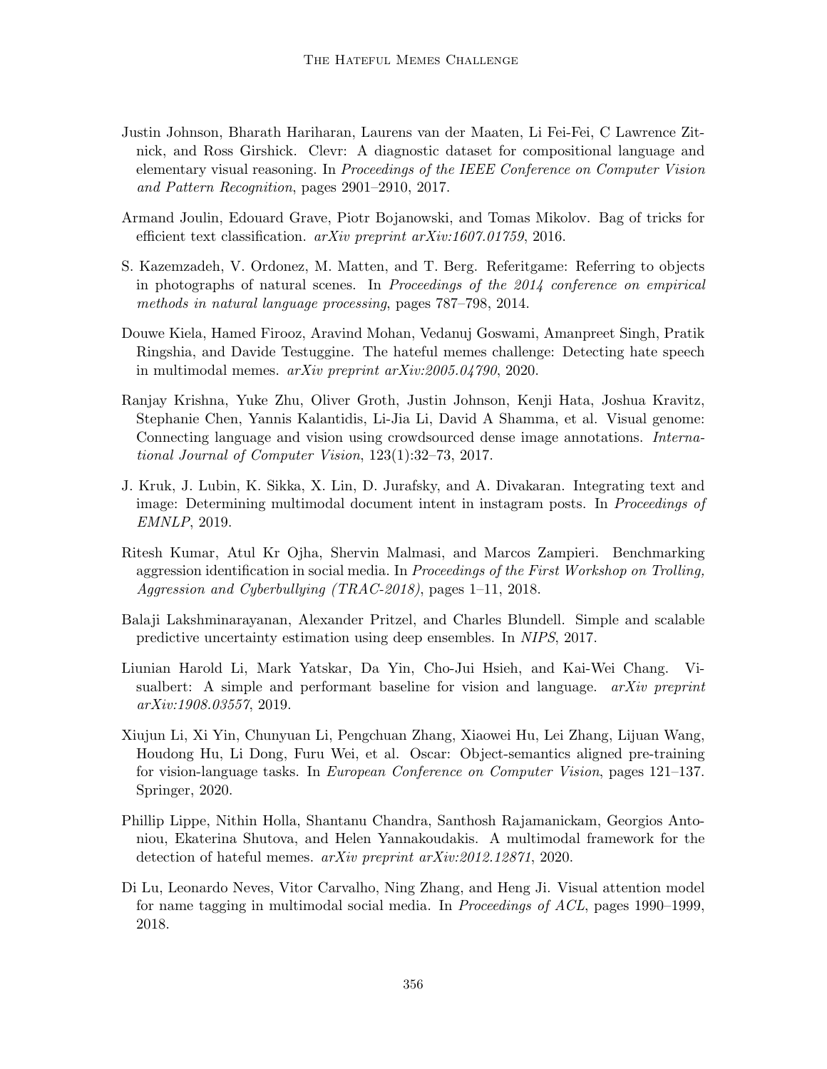Justin Johnson, Bharath Hariharan, Laurens van der Maaten, Li Fei-Fei, C Lawrence Zitnick, and Ross Girshick. Clevr: A diagnostic dataset for compositional language and elementary visual reasoning. In *Proceedings of the IEEE Conference on Computer Vision and Pattern Recognition*, pages 2901–2910, 2017.

Armand Joulin, Edouard Grave, Piotr Bojanowski, and Tomas Mikolov. Bag of tricks for efficient text classification. *arXiv preprint arXiv:1607.01759*, 2016.

S. Kazemzadeh, V. Ordonez, M. Matten, and T. Berg. Referitgame: Referring to objects in photographs of natural scenes. In *Proceedings of the 2014 conference on empirical methods in natural language processing*, pages 787–798, 2014.

Douwe Kiela, Hamed Firooz, Aravind Mohan, Vedanuj Goswami, Amanpreet Singh, Pratik Ringshia, and Davide Testuggine. The hateful memes challenge: Detecting hate speech in multimodal memes. *arXiv preprint arXiv:2005.04790*, 2020.

Ranjay Krishna, Yuke Zhu, Oliver Groth, Justin Johnson, Kenji Hata, Joshua Kravitz, Stephanie Chen, Yannis Kalantidis, Li-Jia Li, David A Shamma, et al. Visual genome: Connecting language and vision using crowdsourced dense image annotations. *International Journal of Computer Vision*, 123(1):32–73, 2017.

J. Kruk, J. Lubin, K. Sikka, X. Lin, D. Jurafsky, and A. Divakaran. Integrating text and image: Determining multimodal document intent in instagram posts. In *Proceedings of EMNLP*, 2019.

Ritesh Kumar, Atul Kr Ojha, Shervin Malmasi, and Marcos Zampieri. Benchmarking aggression identification in social media. In *Proceedings of the First Workshop on Trolling, Aggression and Cyberbullying (TRAC-2018)*, pages 1–11, 2018.

Balaji Lakshminarayanan, Alexander Pritzel, and Charles Blundell. Simple and scalable predictive uncertainty estimation using deep ensembles. In *NIPS*, 2017.

Liunian Harold Li, Mark Yatskar, Da Yin, Cho-Jui Hsieh, and Kai-Wei Chang. Visualbert: A simple and performant baseline for vision and language. *arXiv preprint arXiv:1908.03557*, 2019.

Xiujun Li, Xi Yin, Chunyuan Li, Pengchuan Zhang, Xiaowei Hu, Lei Zhang, Lijuan Wang, Houdong Hu, Li Dong, Furu Wei, et al. Oscar: Object-semantics aligned pre-training for vision-language tasks. In *European Conference on Computer Vision*, pages 121–137. Springer, 2020.

Phillip Lippe, Nithin Holla, Shantanu Chandra, Santhosh Rajamanickam, Georgios Antoniou, Ekaterina Shutova, and Helen Yannakoudakis. A multimodal framework for the detection of hateful memes. *arXiv preprint arXiv:2012.12871*, 2020.

Di Lu, Leonardo Neves, Vitor Carvalho, Ning Zhang, and Heng Ji. Visual attention model for name tagging in multimodal social media. In *Proceedings of ACL*, pages 1990–1999, 2018.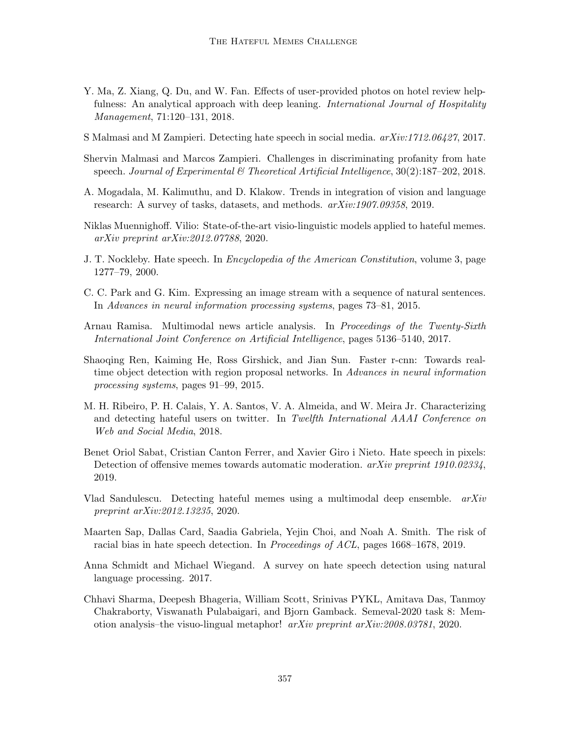Y. Ma, Z. Xiang, Q. Du, and W. Fan. Effects of user-provided photos on hotel review helpfulness: An analytical approach with deep leaning. *International Journal of Hospitality Management*, 71:120–131, 2018.

S Malmasi and M Zampieri. Detecting hate speech in social media. *arXiv:1712.06427*, 2017.

Shervin Malmasi and Marcos Zampieri. Challenges in discriminating profanity from hate speech. *Journal of Experimental & Theoretical Artificial Intelligence*, 30(2):187–202, 2018.

A. Mogadala, M. Kalimuthu, and D. Klakow. Trends in integration of vision and language research: A survey of tasks, datasets, and methods. *arXiv:1907.09358*, 2019.

Niklas Muennighoff. Vilio: State-of-the-art visio-linguistic models applied to hateful memes. *arXiv preprint arXiv:2012.07788*, 2020.

J. T. Nockleby. Hate speech. In *Encyclopedia of the American Constitution*, volume 3, page 1277–79, 2000.

C. C. Park and G. Kim. Expressing an image stream with a sequence of natural sentences. In *Advances in neural information processing systems*, pages 73–81, 2015.

Arnau Ramisa. Multimodal news article analysis. In *Proceedings of the Twenty-Sixth International Joint Conference on Artificial Intelligence*, pages 5136–5140, 2017.

Shaoqing Ren, Kaiming He, Ross Girshick, and Jian Sun. Faster r-cnn: Towards real-time object detection with region proposal networks. In *Advances in neural information processing systems*, pages 91–99, 2015.

M. H. Ribeiro, P. H. Calais, Y. A. Santos, V. A. Almeida, and W. Meira Jr. Characterizing and detecting hateful users on twitter. In *Twelfth International AAAI Conference on Web and Social Media*, 2018.

Benet Oriol Sabat, Cristian Canton Ferrer, and Xavier Giro i Nieto. Hate speech in pixels: Detection of offensive memes towards automatic moderation. *arXiv preprint 1910.02334*, 2019.

Vlad Sandulescu. Detecting hateful memes using a multimodal deep ensemble. *arXiv preprint arXiv:2012.13235*, 2020.

Maarten Sap, Dallas Card, Saadia Gabriela, Yejin Choi, and Noah A. Smith. The risk of racial bias in hate speech detection. In *Proceedings of ACL*, pages 1668–1678, 2019.

Anna Schmidt and Michael Wiegand. A survey on hate speech detection using natural language processing. 2017.

Chhavi Sharma, Deepesh Bhageria, William Scott, Srinivas PYKL, Amitava Das, Tanmoy Chakraborty, Viswanath Pulabaigari, and Bjorn Gamback. Semeval-2020 task 8: Memotion analysis–the visuo-lingual metaphor! *arXiv preprint arXiv:2008.03781*, 2020.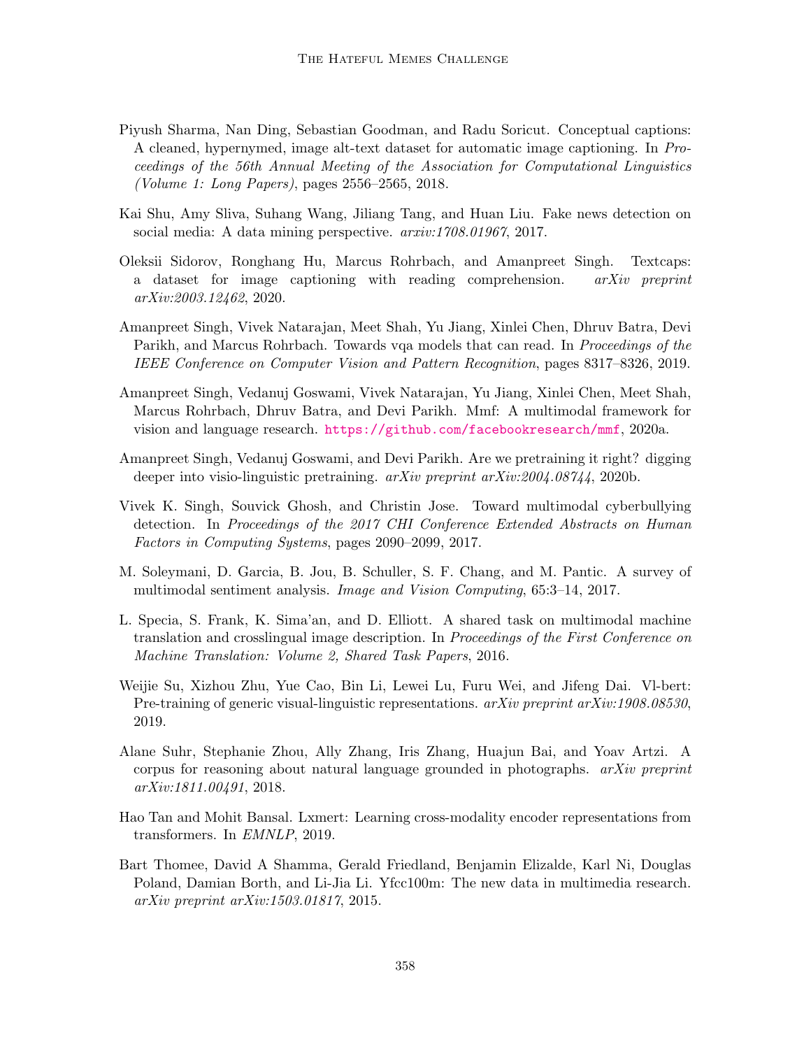Piyush Sharma, Nan Ding, Sebastian Goodman, and Radu Soricut. Conceptual captions: A cleaned, hypernymed, image alt-text dataset for automatic image captioning. In *Proceedings of the 56th Annual Meeting of the Association for Computational Linguistics (Volume 1: Long Papers)*, pages 2556–2565, 2018.

Kai Shu, Amy Sliva, Suhang Wang, Jiliang Tang, and Huan Liu. Fake news detection on social media: A data mining perspective. *arxiv:1708.01967*, 2017.

Oleksii Sidorov, Ronghang Hu, Marcus Rohrbach, and Amanpreet Singh. Textcaps: a dataset for image captioning with reading comprehension. *arXiv preprint arXiv:2003.12462*, 2020.

Amanpreet Singh, Vivek Natarajan, Meet Shah, Yu Jiang, Xinlei Chen, Dhruv Batra, Devi Parikh, and Marcus Rohrbach. Towards vqa models that can read. In *Proceedings of the IEEE Conference on Computer Vision and Pattern Recognition*, pages 8317–8326, 2019.

Amanpreet Singh, Vedanuj Goswami, Vivek Natarajan, Yu Jiang, Xinlei Chen, Meet Shah, Marcus Rohrbach, Dhruv Batra, and Devi Parikh. Mmf: A multimodal framework for vision and language research. https://github.com/facebookresearch/mmf, 2020a.

Amanpreet Singh, Vedanuj Goswami, and Devi Parikh. Are we pretraining it right? digging deeper into visio-linguistic pretraining. *arXiv preprint arXiv:2004.08744*, 2020b.

Vivek K. Singh, Souvick Ghosh, and Christin Jose. Toward multimodal cyberbullying detection. In *Proceedings of the 2017 CHI Conference Extended Abstracts on Human Factors in Computing Systems*, pages 2090–2099, 2017.

M. Soleymani, D. Garcia, B. Jou, B. Schuller, S. F. Chang, and M. Pantic. A survey of multimodal sentiment analysis. *Image and Vision Computing*, 65:3–14, 2017.

L. Specia, S. Frank, K. Sima'an, and D. Elliott. A shared task on multimodal machine translation and crosslingual image description. In *Proceedings of the First Conference on Machine Translation: Volume 2, Shared Task Papers*, 2016.

Weijie Su, Xizhou Zhu, Yue Cao, Bin Li, Lewei Lu, Furu Wei, and Jifeng Dai. Vl-bert: Pre-training of generic visual-linguistic representations. *arXiv preprint arXiv:1908.08530*, 2019.

Alane Suhr, Stephanie Zhou, Ally Zhang, Iris Zhang, Huajun Bai, and Yoav Artzi. A corpus for reasoning about natural language grounded in photographs. *arXiv preprint arXiv:1811.00491*, 2018.

Hao Tan and Mohit Bansal. Lxmert: Learning cross-modality encoder representations from transformers. In *EMNLP*, 2019.

Bart Thomee, David A Shamma, Gerald Friedland, Benjamin Elizalde, Karl Ni, Douglas Poland, Damian Borth, and Li-Jia Li. Yfcc100m: The new data in multimedia research. *arXiv preprint arXiv:1503.01817*, 2015.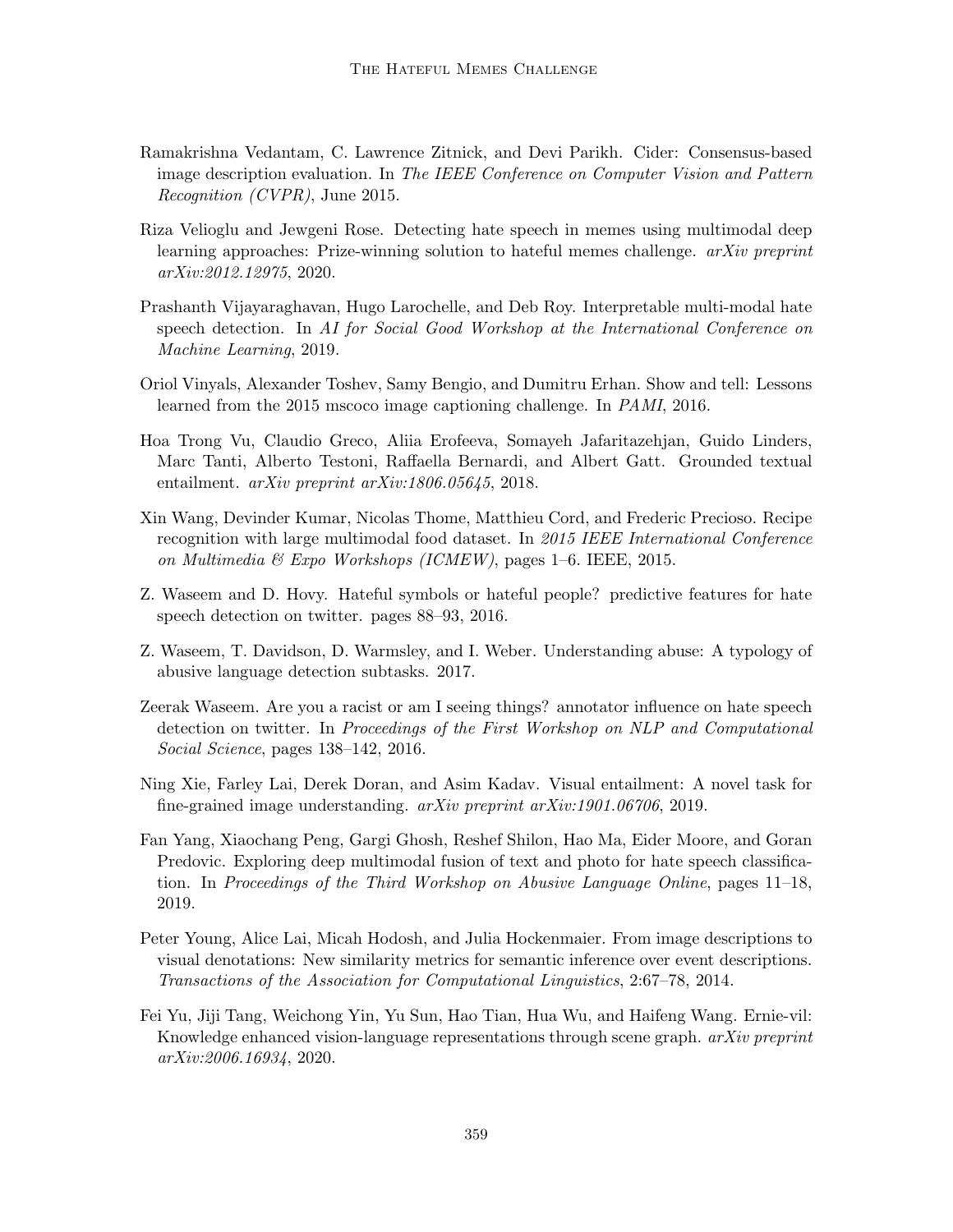Ramakrishna Vedantam, C. Lawrence Zitnick, and Devi Parikh. Cider: Consensus-based image description evaluation. In *The IEEE Conference on Computer Vision and Pattern Recognition (CVPR)*, June 2015.

Riza Velioglu and Jewgeni Rose. Detecting hate speech in memes using multimodal deep learning approaches: Prize-winning solution to hateful memes challenge. *arXiv preprint arXiv:2012.12975*, 2020.

Prashanth Vijayaraghavan, Hugo Larochelle, and Deb Roy. Interpretable multi-modal hate speech detection. In *AI for Social Good Workshop at the International Conference on Machine Learning*, 2019.

Oriol Vinyals, Alexander Toshev, Samy Bengio, and Dumitru Erhan. Show and tell: Lessons learned from the 2015 mscoco image captioning challenge. In *PAMI*, 2016.

Hoa Trong Vu, Claudio Greco, Aliia Erofeeva, Somayeh Jafaritazehjan, Guido Linders, Marc Tanti, Alberto Testoni, Raffaella Bernardi, and Albert Gatt. Grounded textual entailment. *arXiv preprint arXiv:1806.05645*, 2018.

Xin Wang, Devinder Kumar, Nicolas Thome, Matthieu Cord, and Frederic Precioso. Recipe recognition with large multimodal food dataset. In *2015 IEEE International Conference on Multimedia & Expo Workshops (ICMEW)*, pages 1–6. IEEE, 2015.

Z. Waseem and D. Hovy. Hateful symbols or hateful people? predictive features for hate speech detection on twitter. pages 88–93, 2016.

Z. Waseem, T. Davidson, D. Warmsley, and I. Weber. Understanding abuse: A typology of abusive language detection subtasks. 2017.

Zeerak Waseem. Are you a racist or am I seeing things? annotator influence on hate speech detection on twitter. In *Proceedings of the First Workshop on NLP and Computational Social Science*, pages 138–142, 2016.

Ning Xie, Farley Lai, Derek Doran, and Asim Kadav. Visual entailment: A novel task for fine-grained image understanding. *arXiv preprint arXiv:1901.06706*, 2019.

Fan Yang, Xiaochang Peng, Gargi Ghosh, Reshef Shilon, Hao Ma, Eider Moore, and Goran Predovic. Exploring deep multimodal fusion of text and photo for hate speech classification. In *Proceedings of the Third Workshop on Abusive Language Online*, pages 11–18, 2019.

Peter Young, Alice Lai, Micah Hodosh, and Julia Hockenmaier. From image descriptions to visual denotations: New similarity metrics for semantic inference over event descriptions. *Transactions of the Association for Computational Linguistics*, 2:67–78, 2014.

Fei Yu, Jiji Tang, Weichong Yin, Yu Sun, Hao Tian, Hua Wu, and Haifeng Wang. Ernie-vil: Knowledge enhanced vision-language representations through scene graph. *arXiv preprint arXiv:2006.16934*, 2020.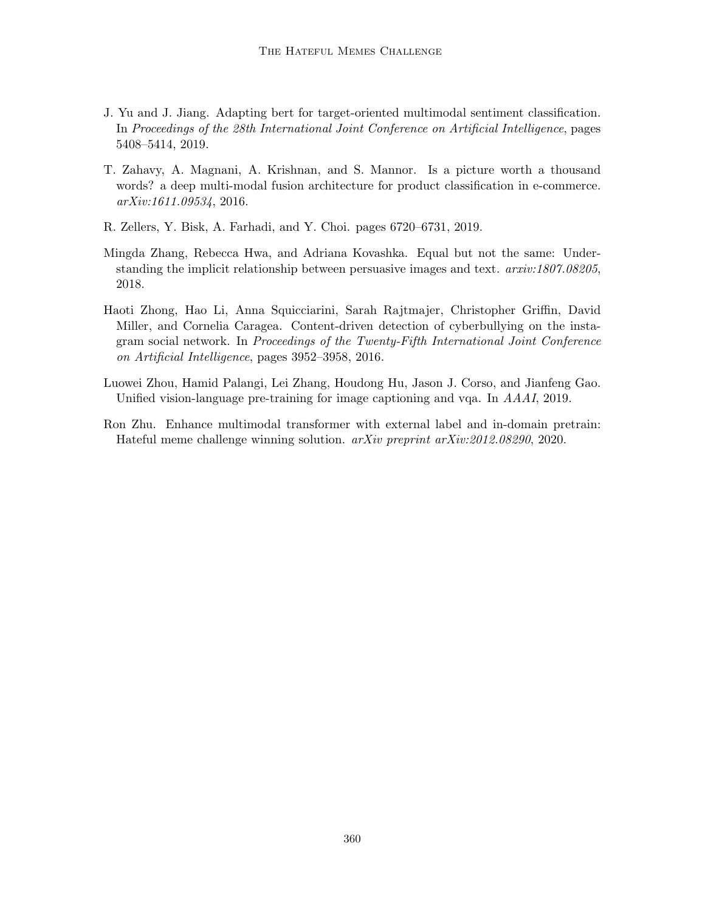J. Yu and J. Jiang. Adapting bert for target-oriented multimodal sentiment classification. In *Proceedings of the 28th International Joint Conference on Artificial Intelligence*, pages 5408–5414, 2019.

T. Zahavy, A. Magnani, A. Krishnan, and S. Mannor. Is a picture worth a thousand words? a deep multi-modal fusion architecture for product classification in e-commerce. *arXiv:1611.09534*, 2016.

R. Zellers, Y. Bisk, A. Farhadi, and Y. Choi. pages 6720–6731, 2019.

Mingda Zhang, Rebecca Hwa, and Adriana Kovashka. Equal but not the same: Understanding the implicit relationship between persuasive images and text. *arxiv:1807.08205*, 2018.

Haoti Zhong, Hao Li, Anna Squicciarini, Sarah Rajtmajer, Christopher Griffin, David Miller, and Cornelia Caragea. Content-driven detection of cyberbullying on the instagram social network. In *Proceedings of the Twenty-Fifth International Joint Conference on Artificial Intelligence*, pages 3952–3958, 2016.

Luowei Zhou, Hamid Palangi, Lei Zhang, Houdong Hu, Jason J. Corso, and Jianfeng Gao. Unified vision-language pre-training for image captioning and vqa. In *AAAI*, 2019.

Ron Zhu. Enhance multimodal transformer with external label and in-domain pretrain: Hateful meme challenge winning solution. *arXiv preprint arXiv:2012.08290*, 2020.